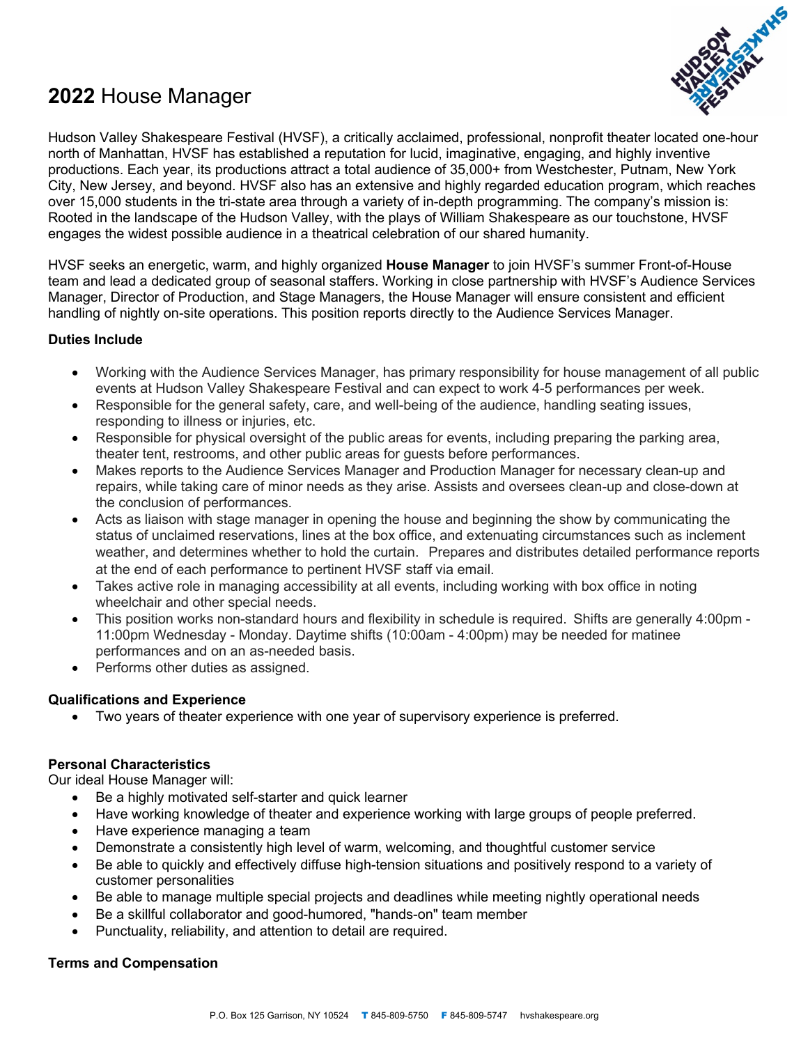# **2022** House Manager

Hudson Valley Shakespeare Festival (HVSF), a critically acclaimed, professional, nonprofit theater located one-hour north of Manhattan, HVSF has established a reputation for lucid, imaginative, engaging, and highly inventive productions. Each year, its productions attract a total audience of 35,000+ from Westchester, Putnam, New York City, New Jersey, and beyond. HVSF also has an extensive and highly regarded education program, which reaches over 15,000 students in the tri-state area through a variety of in-depth programming. The company's mission is: Rooted in the landscape of the Hudson Valley, with the plays of William Shakespeare as our touchstone, HVSF engages the widest possible audience in a theatrical celebration of our shared humanity.

HVSF seeks an energetic, warm, and highly organized **House Manager** to join HVSF's summer Front-of-House team and lead a dedicated group of seasonal staffers. Working in close partnership with HVSF's Audience Services Manager, Director of Production, and Stage Managers, the House Manager will ensure consistent and efficient handling of nightly on-site operations. This position reports directly to the Audience Services Manager.

### Duties Include

- Working with the Audience Services Manager, has primary responsibility for house management of all public events at Hudson Valley Shakespeare Festival and can expect to work 4-5 performances per week.
- Responsible for the general safety, care, and well-being of the audience, handling seating issues, responding to illness or injuries, etc.
- Responsible for physical oversight of the public areas for events, including preparing the parking area, theater tent, restrooms, and other public areas for guests before performances.
- Makes reports to the Audience Services Manager and Production Manager for necessary clean-up and repairs, while taking care of minor needs as they arise. Assists and oversees clean-up and close-down at the conclusion of performances.
- Acts as liaison with stage manager in opening the house and beginning the show by communicating the status of unclaimed reservations, lines at the box office, and extenuating circumstances such as inclement weather, and determines whether to hold the curtain. Prepares and distributes detailed performance reports at the end of each performance to pertinent HVSF staff via email.
- Takes active role in managing accessibility at all events, including working with box office in noting wheelchair and other special needs.
- This position works non-standard hours and flexibility in schedule is required. Shifts are generally 4:00pm - 11:00pm Wednesday - Monday. Daytime shifts (10:00am - 4:00pm) may be needed for matinee performances and on an as-needed basis.
- Performs other duties as assigned.

### Qualifications and Experience

- Two years of theater experience with one year of supervisory experience is preferred.

### Personal Characteristics

Our ideal House Manager will:

- Be a highly motivated self-starter and quick learner
- Have working knowledge of theater and experience working with large groups of people preferred.
- Have experience managing a team
- Demonstrate a consistently high level of warm, welcoming, and thoughtful customer service
- Be able to quickly and effectively diffuse high-tension situations and positively respond to a variety of customer personalities
- Be able to manage multiple special projects and deadlines while meeting nightly operational needs
- Be a skillful collaborator and good-humored, "hands-on" team member
- Punctuality, reliability, and attention to detail are required.

### Terms and Compensation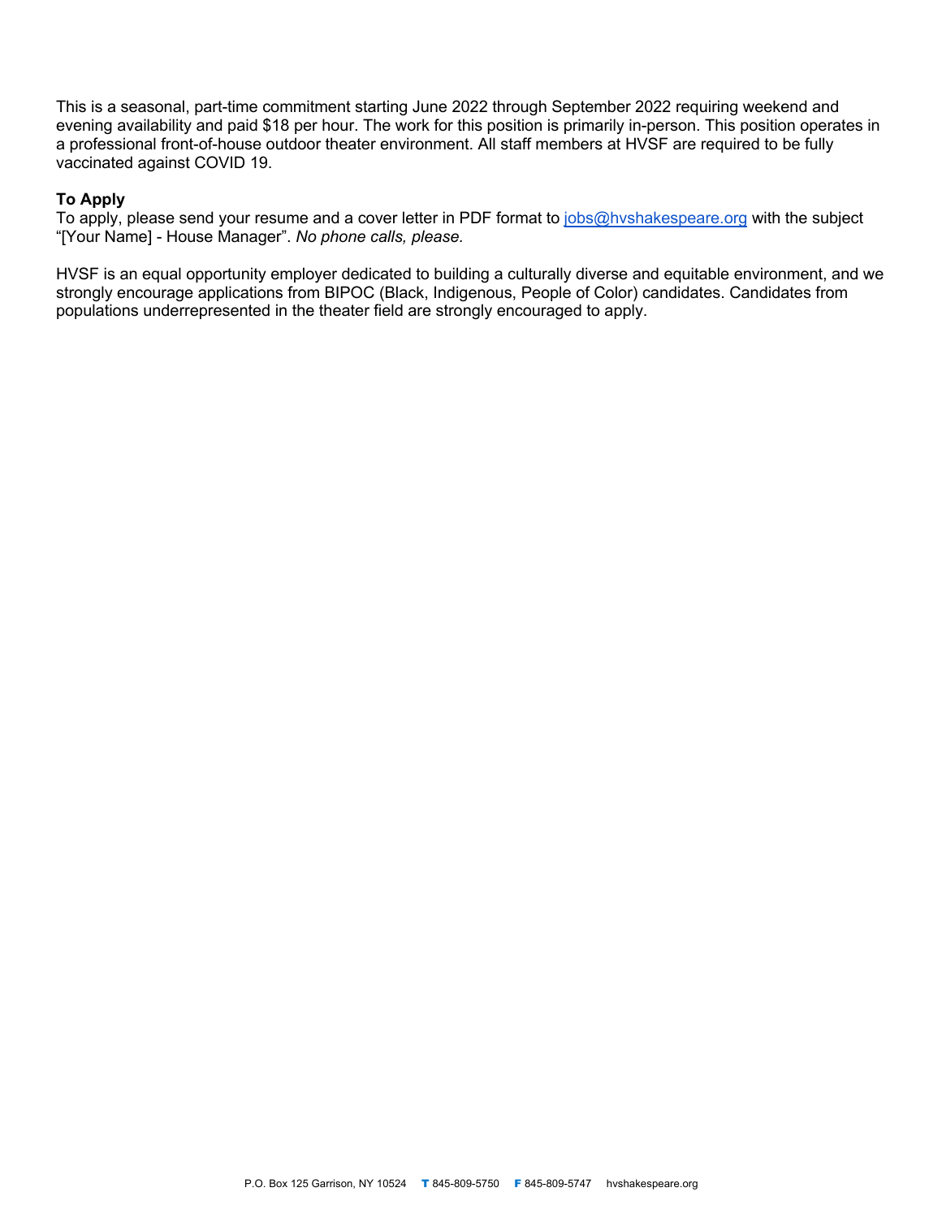This is a seasonal, part-time commitment starting June 2022 through September 2022 requiring weekend and evening availability and paid $18 per hour. The work for this position is primarily in-person. This position operates in a professional front-of-house outdoor theater environment. All staff members at HVSF are required to be fully vaccinated against COVID 19.

**To Apply**

To apply, please send your resume and a cover letter in PDF format to jobs@hvshakespeare.org with the subject "[Your Name] - House Manager". *No phone calls, please.*

HVSF is an equal opportunity employer dedicated to building a culturally diverse and equitable environment, and we strongly encourage applications from BIPOC (Black, Indigenous, People of Color) candidates. Candidates from populations underrepresented in the theater field are strongly encouraged to apply.